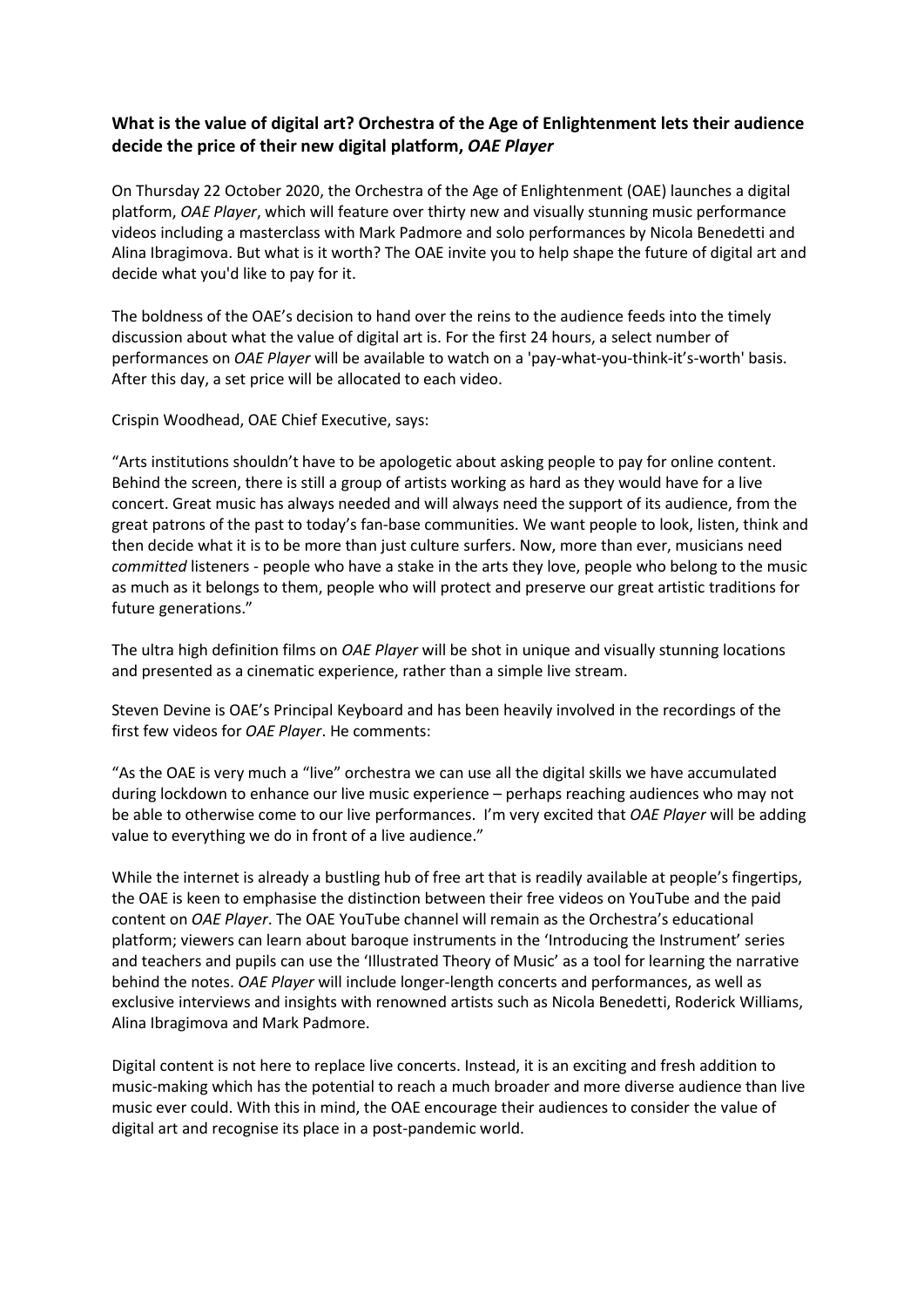**What is the value of digital art? Orchestra of the Age of Enlightenment lets their audience decide the price of their new digital platform, *OAE Player***

On Thursday 22 October 2020, the Orchestra of the Age of Enlightenment (OAE) launches a digital platform, *OAE Player*, which will feature over thirty new and visually stunning music performance videos including a masterclass with Mark Padmore and solo performances by Nicola Benedetti and Alina Ibragimova. But what is it worth? The OAE invite you to help shape the future of digital art and decide what you'd like to pay for it.

The boldness of the OAE's decision to hand over the reins to the audience feeds into the timely discussion about what the value of digital art is. For the first 24 hours, a select number of performances on *OAE Player* will be available to watch on a 'pay-what-you-think-it's-worth' basis. After this day, a set price will be allocated to each video.

Crispin Woodhead, OAE Chief Executive, says:

"Arts institutions shouldn't have to be apologetic about asking people to pay for online content. Behind the screen, there is still a group of artists working as hard as they would have for a live concert. Great music has always needed and will always need the support of its audience, from the great patrons of the past to today's fan-base communities. We want people to look, listen, think and then decide what it is to be more than just culture surfers. Now, more than ever, musicians need *committed* listeners - people who have a stake in the arts they love, people who belong to the music as much as it belongs to them, people who will protect and preserve our great artistic traditions for future generations."

The ultra high definition films on *OAE Player* will be shot in unique and visually stunning locations and presented as a cinematic experience, rather than a simple live stream.

Steven Devine is OAE's Principal Keyboard and has been heavily involved in the recordings of the first few videos for *OAE Player*. He comments:

"As the OAE is very much a "live" orchestra we can use all the digital skills we have accumulated during lockdown to enhance our live music experience – perhaps reaching audiences who may not be able to otherwise come to our live performances. I'm very excited that *OAE Player* will be adding value to everything we do in front of a live audience."

While the internet is already a bustling hub of free art that is readily available at people's fingertips, the OAE is keen to emphasise the distinction between their free videos on YouTube and the paid content on *OAE Player*. The OAE YouTube channel will remain as the Orchestra's educational platform; viewers can learn about baroque instruments in the 'Introducing the Instrument' series and teachers and pupils can use the 'Illustrated Theory of Music' as a tool for learning the narrative behind the notes. *OAE Player* will include longer-length concerts and performances, as well as exclusive interviews and insights with renowned artists such as Nicola Benedetti, Roderick Williams, Alina Ibragimova and Mark Padmore.

Digital content is not here to replace live concerts. Instead, it is an exciting and fresh addition to music-making which has the potential to reach a much broader and more diverse audience than live music ever could. With this in mind, the OAE encourage their audiences to consider the value of digital art and recognise its place in a post-pandemic world.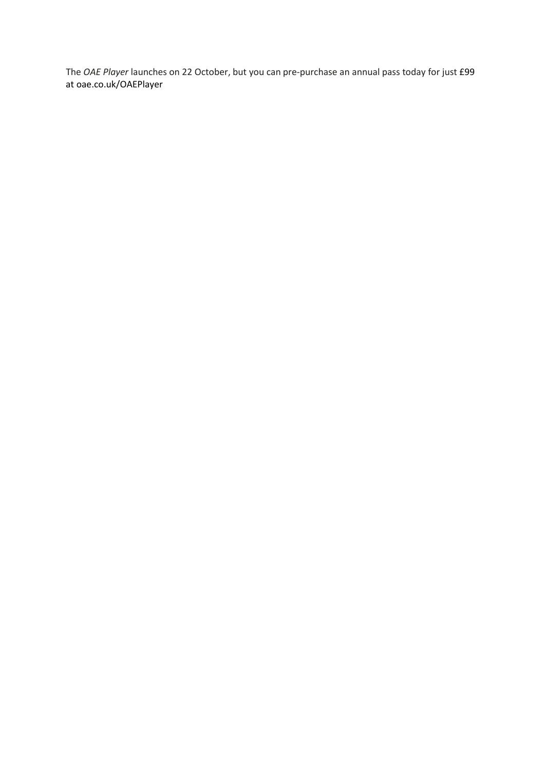The *OAE Player* launches on 22 October, but you can pre-purchase an annual pass today for just £99 at oae.co.uk/OAEPlayer